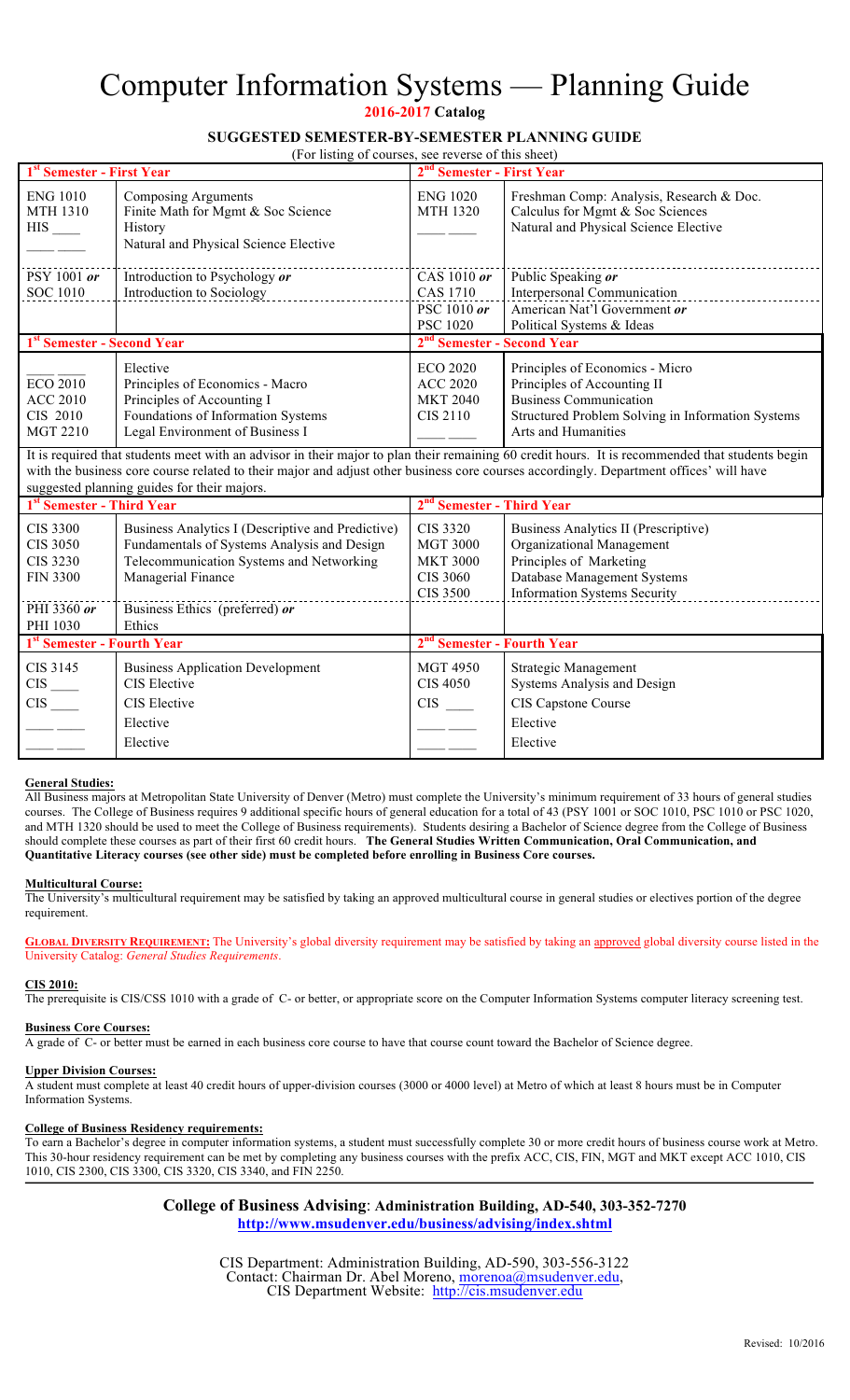# Computer Information Systems — Planning Guide

**2016-2017 Catalog**

## SUGGESTED SEMESTER-BY-SEMESTER PLANNING GUIDE

(For listing of courses, see reverse of this sheet)

| 1st Semester - First Year | | 2nd Semester - First Year | |
|---|---|---|---|
| ENG 1010 | Composing Arguments | ENG 1020 | Freshman Comp: Analysis, Research & Doc. |
| MTH 1310 | Finite Math for Mgmt & Soc Science | MTH 1320 | Calculus for Mgmt & Soc Sciences |
| HIS ____ | History | ____ ____ | Natural and Physical Science Elective |
| ____ ____ | Natural and Physical Science Elective | | |
| PSY 1001 *or* SOC 1010 | Introduction to Psychology *or* Introduction to Sociology | CAS 1010 *or* CAS 1710 | Public Speaking *or* Interpersonal Communication |
| | | PSC 1010 *or* PSC 1020 | American Nat'l Government *or* Political Systems & Ideas |
| **1st Semester - Second Year** | | **2nd Semester - Second Year** | |
| ____ ____ | Elective | ECO 2020 | Principles of Economics - Micro |
| ECO 2010 | Principles of Economics - Macro | ACC 2020 | Principles of Accounting II |
| ACC 2010 | Principles of Accounting I | MKT 2040 | Business Communication |
| CIS 2010 | Foundations of Information Systems | CIS 2110 | Structured Problem Solving in Information Systems |
| MGT 2210 | Legal Environment of Business I | ____ ____ | Arts and Humanities |
| It is required that students meet with an advisor in their major to plan their remaining 60 credit hours. It is recommended that students begin with the business core course related to their major and adjust other business core courses accordingly. Department offices' will have suggested planning guides for their majors. | | | |
| **1st Semester - Third Year** | | **2nd Semester - Third Year** | |
| CIS 3300 | Business Analytics I (Descriptive and Predictive) | CIS 3320 | Business Analytics II (Prescriptive) |
| CIS 3050 | Fundamentals of Systems Analysis and Design | MGT 3000 | Organizational Management |
| CIS 3230 | Telecommunication Systems and Networking | MKT 3000 | Principles of Marketing |
| FIN 3300 | Managerial Finance | CIS 3060 | Database Management Systems |
| | | CIS 3500 | Information Systems Security |
| PHI 3360 *or* PHI 1030 | Business Ethics (preferred) *or* Ethics | | |
| **1st Semester - Fourth Year** | | **2nd Semester - Fourth Year** | |
| CIS 3145 | Business Application Development | MGT 4950 | Strategic Management |
| CIS ____ | CIS Elective | CIS 4050 | Systems Analysis and Design |
| CIS ____ | CIS Elective | CIS ____ | CIS Capstone Course |
| ____ ____ | Elective | ____ ____ | Elective |
| ____ ____ | Elective | ____ ____ | Elective |

**General Studies:**

All Business majors at Metropolitan State University of Denver (Metro) must complete the University's minimum requirement of 33 hours of general studies courses. The College of Business requires 9 additional specific hours of general education for a total of 43 (PSY 1001 or SOC 1010, PSC 1010 or PSC 1020, and MTH 1320 should be used to meet the College of Business requirements). Students desiring a Bachelor of Science degree from the College of Business should complete these courses as part of their first 60 credit hours. **The General Studies Written Communication, Oral Communication, and Quantitative Literacy courses (see other side) must be completed before enrolling in Business Core courses.**

**Multicultural Course:**

The University's multicultural requirement may be satisfied by taking an approved multicultural course in general studies or electives portion of the degree requirement.

**GLOBAL DIVERSITY REQUIREMENT:** The University's global diversity requirement may be satisfied by taking an approved global diversity course listed in the University Catalog: *General Studies Requirements.*

**CIS 2010:**

The prerequisite is CIS/CSS 1010 with a grade of C- or better, or appropriate score on the Computer Information Systems computer literacy screening test.

**Business Core Courses:**

A grade of C- or better must be earned in each business core course to have that course count toward the Bachelor of Science degree.

**Upper Division Courses:**

A student must complete at least 40 credit hours of upper-division courses (3000 or 4000 level) at Metro of which at least 8 hours must be in Computer Information Systems.

**College of Business Residency requirements:**

To earn a Bachelor's degree in computer information systems, a student must successfully complete 30 or more credit hours of business course work at Metro. This 30-hour residency requirement can be met by completing any business courses with the prefix ACC, CIS, FIN, MGT and MKT except ACC 1010, CIS 1010, CIS 2300, CIS 3300, CIS 3320, CIS 3340, and FIN 2250.

**College of Business Advising: Administration Building, AD-540, 303-352-7270**
**http://www.msudenver.edu/business/advising/index.shtml**

CIS Department: Administration Building, AD-590, 303-556-3122
Contact: Chairman Dr. Abel Moreno, morenoa@msudenver.edu,
CIS Department Website: http://cis.msudenver.edu

Revised: 10/2016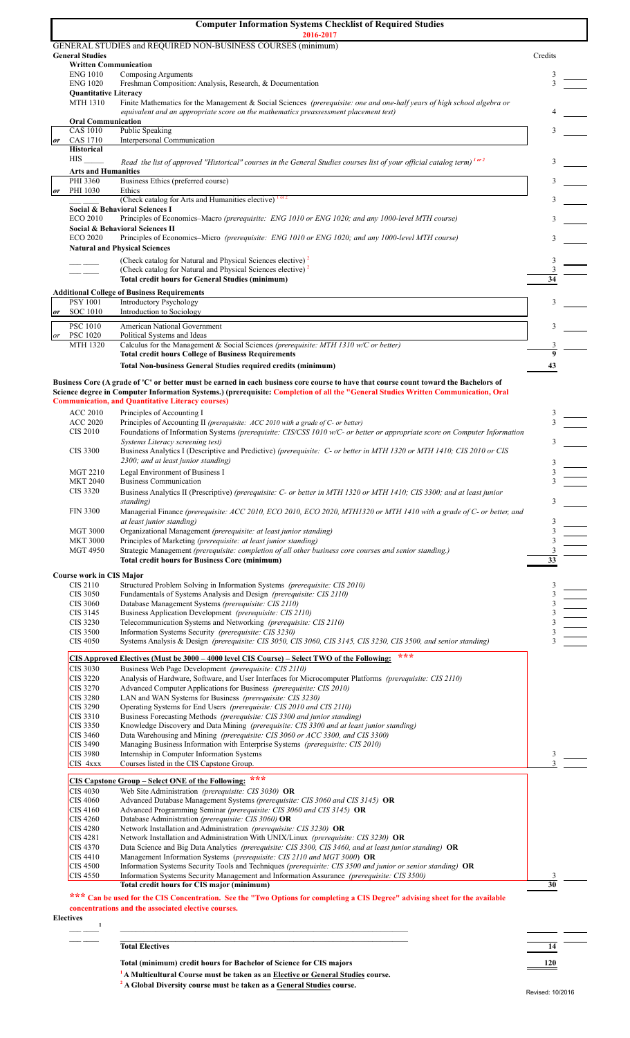# Computer Information Systems Checklist of Required Studies

**2016-2017**

GENERAL STUDIES and REQUIRED NON-BUSINESS COURSES (minimum)

| | | Credits |
|---|---|---|
| **General Studies** | | |
| **Written Communication** | | |
| ENG 1010 | Composing Arguments | 3 |
| ENG 1020 | Freshman Composition: Analysis, Research, & Documentation | 3 |
| **Quantitative Literacy** | | |
| MTH 1310 | Finite Mathematics for the Management & Social Sciences *(prerequisite: one and one-half years of high school algebra or equivalent and an appropriate score on the mathematics preassessment placement test)* | 4 |
| **Oral Communication** | | |
| CAS 1010 | Public Speaking | 3 |
| *or* CAS 1710 | Interpersonal Communication | |
| **Historical** | | |
| HIS \_\_\_\_\_ | *Read the list of approved "Historical" courses in the General Studies courses list of your official catalog term)* [1 or 2] | 3 |
| **Arts and Humanities** | | |
| PHI 3360 | Business Ethics (preferred course) | 3 |
| *or* PHI 1030 | Ethics | |
| \_\_\_ \_\_\_\_ | (Check catalog for Arts and Humanities elective) [1 or 2] | 3 |
| **Social & Behavioral Sciences I** | | |
| ECO 2010 | Principles of Economics–Macro *(prerequisite: ENG 1010 or ENG 1020; and any 1000-level MTH course)* | 3 |
| **Social & Behavioral Sciences II** | | |
| ECO 2020 | Principles of Economics–Micro *(prerequisite: ENG 1010 or ENG 1020; and any 1000-level MTH course)* | 3 |
| **Natural and Physical Sciences** | | |
| \_\_\_ \_\_\_\_ | (Check catalog for Natural and Physical Sciences elective) [2] | 3 |
| \_\_\_ \_\_\_\_ | (Check catalog for Natural and Physical Sciences elective) [2] | 3 |
| | **Total credit hours for General Studies (minimum)** | **34** |
| **Additional College of Business Requirements** | | |
| PSY 1001 | Introductory Psychology | 3 |
| *or* SOC 1010 | Introduction to Sociology | |
| PSC 1010 | American National Government | 3 |
| *or* PSC 1020 | Political Systems and Ideas | |
| MTH 1320 | Calculus for the Management & Social Sciences *(prerequisite: MTH 1310 w/C or better)* | 3 |
| | **Total credit hours College of Business Requirements** | **9** |
| | **Total Non-business General Studies required credits (minimum)** | **43** |

**Business Core (A grade of 'C' or better must be earned in each business core course to have that course count toward the Bachelors of Science degree in Computer Information Systems.) (prerequisite: Completion of all the "General Studies Written Communication, Oral Communication, and Quantitative Literacy courses)**

| | | Credits |
|---|---|---|
| ACC 2010 | Principles of Accounting I | 3 |
| ACC 2020 | Principles of Accounting II *(prerequisite: ACC 2010 with a grade of C- or better)* | 3 |
| CIS 2010 | Foundations of Information Systems *(prerequisite: CIS/CSS 1010 w/C- or better or appropriate score on Computer Information Systems Literacy screening test)* | 3 |
| CIS 3300 | Business Analytics I (Descriptive and Predictive) *(prerequisite: C- or better in MTH 1320 or MTH 1410; CIS 2010 or CIS 2300; and at least junior standing)* | 3 |
| MGT 2210 | Legal Environment of Business I | 3 |
| MKT 2040 | Business Communication | 3 |
| CIS 3320 | Business Analytics II (Prescriptive) *(prerequisite: C- or better in MTH 1320 or MTH 1410; CIS 3300; and at least junior standing)* | 3 |
| FIN 3300 | Managerial Finance *(prerequisite: ACC 2010, ECO 2010, ECO 2020, MTH1320 or MTH 1410 with a grade of C- or better, and at least junior standing)* | 3 |
| MGT 3000 | Organizational Management *(prerequisite: at least junior standing)* | 3 |
| MKT 3000 | Principles of Marketing *(prerequisite: at least junior standing)* | 3 |
| MGT 4950 | Strategic Management *(prerequisite: completion of all other business core courses and senior standing.)* | 3 |
| | **Total credit hours for Business Core (minimum)** | **33** |

**Course work in CIS Major**

| | | Credits |
|---|---|---|
| CIS 2110 | Structured Problem Solving in Information Systems *(prerequisite: CIS 2010)* | 3 |
| CIS 3050 | Fundamentals of Systems Analysis and Design *(prerequisite: CIS 2110)* | 3 |
| CIS 3060 | Database Management Systems *(prerequisite: CIS 2110)* | 3 |
| CIS 3145 | Business Application Development *(prerequisite: CIS 2110)* | 3 |
| CIS 3230 | Telecommunication Systems and Networking *(prerequisite: CIS 2110)* | 3 |
| CIS 3500 | Information Systems Security *(prerequisite: CIS 3230)* | 3 |
| CIS 4050 | Systems Analysis & Design *(prerequisite: CIS 3050, CIS 3060, CIS 3145, CIS 3230, CIS 3500, and senior standing)* | 3 |

**CIS Approved Electives (Must be 3000 – 4000 level CIS Course) – Select TWO of the Following: \*\*\***

| | | Credits |
|---|---|---|
| CIS 3030 | Business Web Page Development *(prerequisite: CIS 2110)* | |
| CIS 3220 | Analysis of Hardware, Software, and User Interfaces for Microcomputer Platforms *(prerequisite: CIS 2110)* | |
| CIS 3270 | Advanced Computer Applications for Business *(prerequisite: CIS 2010)* | |
| CIS 3280 | LAN and WAN Systems for Business *(prerequisite: CIS 3230)* | |
| CIS 3290 | Operating Systems for End Users *(prerequisite: CIS 2010 and CIS 2110)* | |
| CIS 3310 | Business Forecasting Methods *(prerequisite: CIS 3300 and junior standing)* | |
| CIS 3350 | Knowledge Discovery and Data Mining *(prerequisite: CIS 3300 and at least junior standing)* | |
| CIS 3460 | Data Warehousing and Mining *(prerequisite: CIS 3060 or ACC 3300, and CIS 3300)* | |
| CIS 3490 | Managing Business Information with Enterprise Systems *(prerequisite: CIS 2010)* | |
| CIS 3980 | Internship in Computer Information Systems | 3 |
| CIS 4xxx | Courses listed in the CIS Capstone Group. | 3 |

**CIS Capstone Group – Select ONE of the Following: \*\*\***

| | | Credits |
|---|---|---|
| CIS 4030 | Web Site Administration *(prerequisite: CIS 3030)* **OR** | |
| CIS 4060 | Advanced Database Management Systems *(prerequisite: CIS 3060 and CIS 3145)* **OR** | |
| CIS 4160 | Advanced Programming Seminar *(prerequisite: CIS 3060 and CIS 3145)* **OR** | |
| CIS 4260 | Database Administration *(prerequisite: CIS 3060)* **OR** | |
| CIS 4280 | Network Installation and Administration *(prerequisite: CIS 3230)* **OR** | |
| CIS 4281 | Network Installation and Administration With UNIX/Linux *(prerequisite: CIS 3230)* **OR** | |
| CIS 4370 | Data Science and Big Data Analytics *(prerequisite: CIS 3300, CIS 3460, and at least junior standing)* **OR** | |
| CIS 4410 | Management Information Systems *(prerequisite: CIS 2110 and MGT 3000)* **OR** | |
| CIS 4500 | Information Systems Security Tools and Techniques *(prerequisite: CIS 3500 and junior or senior standing)* **OR** | |
| CIS 4550 | Information Systems Security Management and Information Assurance *(prerequisite: CIS 3500)* | 3 |
| | **Total credit hours for CIS major (minimum)** | **30** |

**\*\*\* Can be used for the CIS Concentration. See the "Two Options for completing a CIS Degree" advising sheet for the available concentrations and the associated elective courses.**

**Electives**

| | | Credits |
|---|---|---|
| \_\_\_ \_\_\_\_ [1] | | |
| \_\_\_ \_\_\_\_ | | |
| | **Total Electives** | **14** |
| | **Total (minimum) credit hours for Bachelor of Science for CIS majors** | **120** |

[1] **A Multicultural Course must be taken as an Elective or General Studies course.**

[2] **A Global Diversity course must be taken as a General Studies course.**

Revised: 10/2016